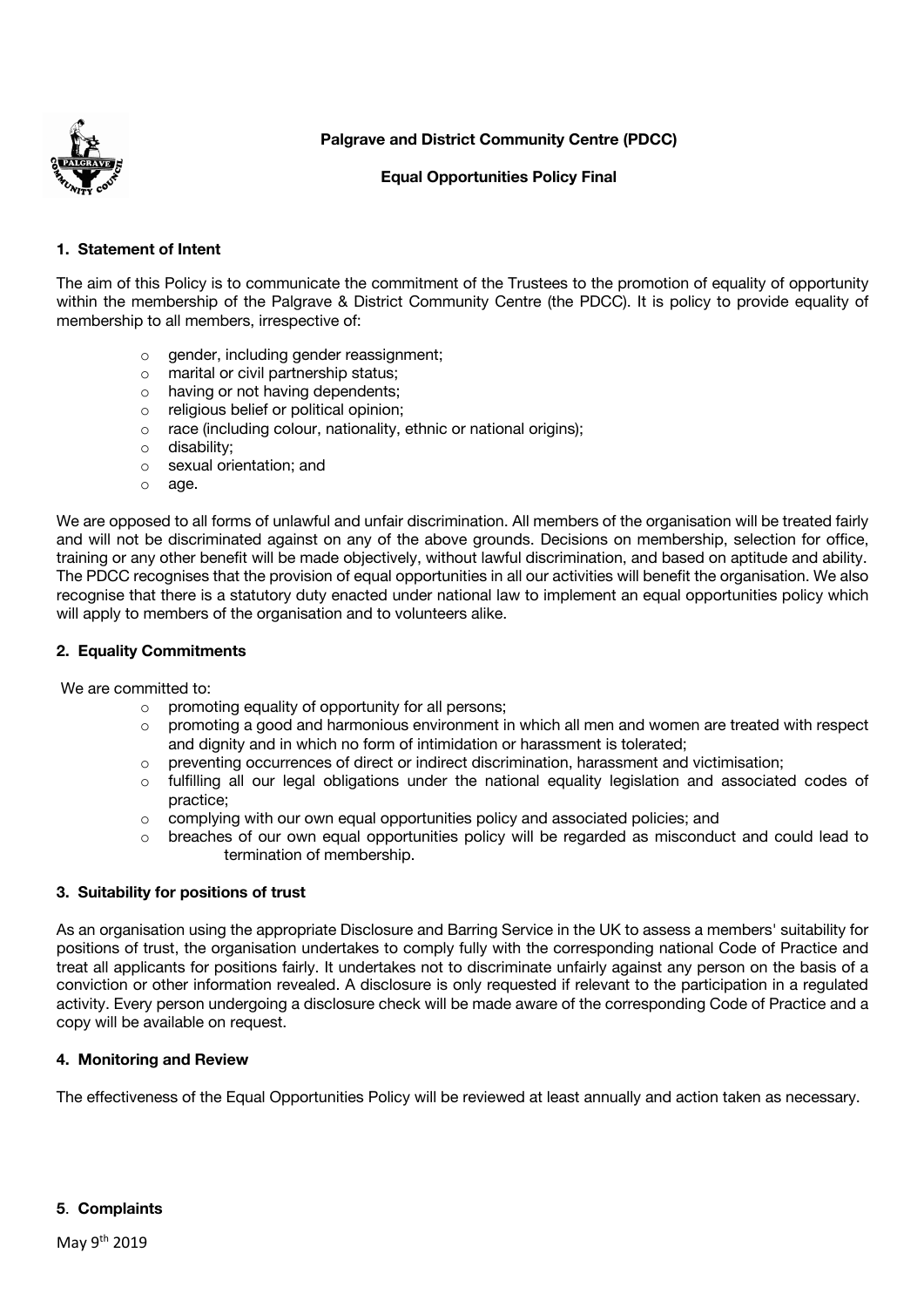**Palgrave and District Community Centre (PDCC)**

**Equal Opportunities Policy Final**

### 1. Statement of Intent

The aim of this Policy is to communicate the commitment of the Trustees to the promotion of equality of opportunity within the membership of the Palgrave & District Community Centre (the PDCC). It is policy to provide equality of membership to all members, irrespective of:

- gender, including gender reassignment;
- marital or civil partnership status;
- having or not having dependents;
- religious belief or political opinion;
- race (including colour, nationality, ethnic or national origins);
- disability;
- sexual orientation; and
- age.

We are opposed to all forms of unlawful and unfair discrimination. All members of the organisation will be treated fairly and will not be discriminated against on any of the above grounds. Decisions on membership, selection for office, training or any other benefit will be made objectively, without lawful discrimination, and based on aptitude and ability. The PDCC recognises that the provision of equal opportunities in all our activities will benefit the organisation. We also recognise that there is a statutory duty enacted under national law to implement an equal opportunities policy which will apply to members of the organisation and to volunteers alike.

### 2. Equality Commitments

We are committed to:

- promoting equality of opportunity for all persons;
- promoting a good and harmonious environment in which all men and women are treated with respect and dignity and in which no form of intimidation or harassment is tolerated;
- preventing occurrences of direct or indirect discrimination, harassment and victimisation;
- fulfilling all our legal obligations under the national equality legislation and associated codes of practice;
- complying with our own equal opportunities policy and associated policies; and
- breaches of our own equal opportunities policy will be regarded as misconduct and could lead to termination of membership.

### 3. Suitability for positions of trust

As an organisation using the appropriate Disclosure and Barring Service in the UK to assess a members' suitability for positions of trust, the organisation undertakes to comply fully with the corresponding national Code of Practice and treat all applicants for positions fairly. It undertakes not to discriminate unfairly against any person on the basis of a conviction or other information revealed. A disclosure is only requested if relevant to the participation in a regulated activity. Every person undergoing a disclosure check will be made aware of the corresponding Code of Practice and a copy will be available on request.

### 4. Monitoring and Review

The effectiveness of the Equal Opportunities Policy will be reviewed at least annually and action taken as necessary.

### 5. Complaints

May 9th 2019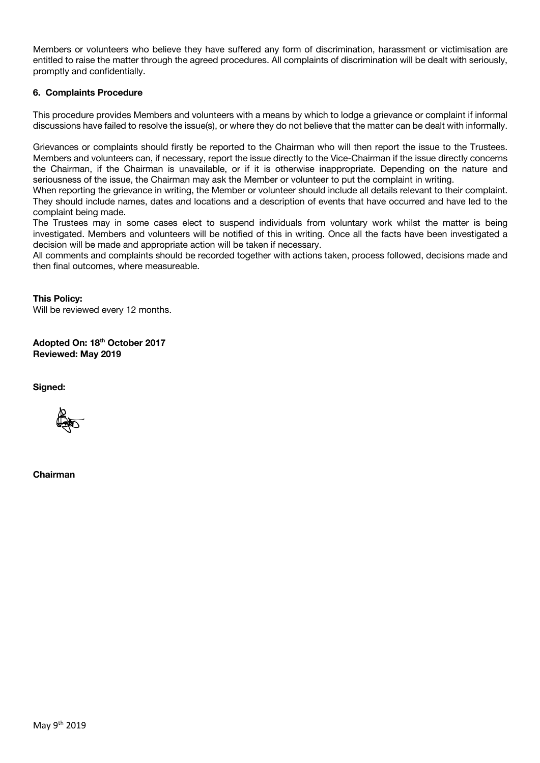Members or volunteers who believe they have suffered any form of discrimination, harassment or victimisation are entitled to raise the matter through the agreed procedures. All complaints of discrimination will be dealt with seriously, promptly and confidentially.

### 6. Complaints Procedure

This procedure provides Members and volunteers with a means by which to lodge a grievance or complaint if informal discussions have failed to resolve the issue(s), or where they do not believe that the matter can be dealt with informally.

Grievances or complaints should firstly be reported to the Chairman who will then report the issue to the Trustees. Members and volunteers can, if necessary, report the issue directly to the Vice-Chairman if the issue directly concerns the Chairman, if the Chairman is unavailable, or if it is otherwise inappropriate. Depending on the nature and seriousness of the issue, the Chairman may ask the Member or volunteer to put the complaint in writing.

When reporting the grievance in writing, the Member or volunteer should include all details relevant to their complaint. They should include names, dates and locations and a description of events that have occurred and have led to the complaint being made.

The Trustees may in some cases elect to suspend individuals from voluntary work whilst the matter is being investigated. Members and volunteers will be notified of this in writing. Once all the facts have been investigated a decision will be made and appropriate action will be taken if necessary.

All comments and complaints should be recorded together with actions taken, process followed, decisions made and then final outcomes, where measureable.

**This Policy:**
Will be reviewed every 12 months.

**Adopted On: 18th October 2017**
**Reviewed: May 2019**

**Signed:**

**Chairman**